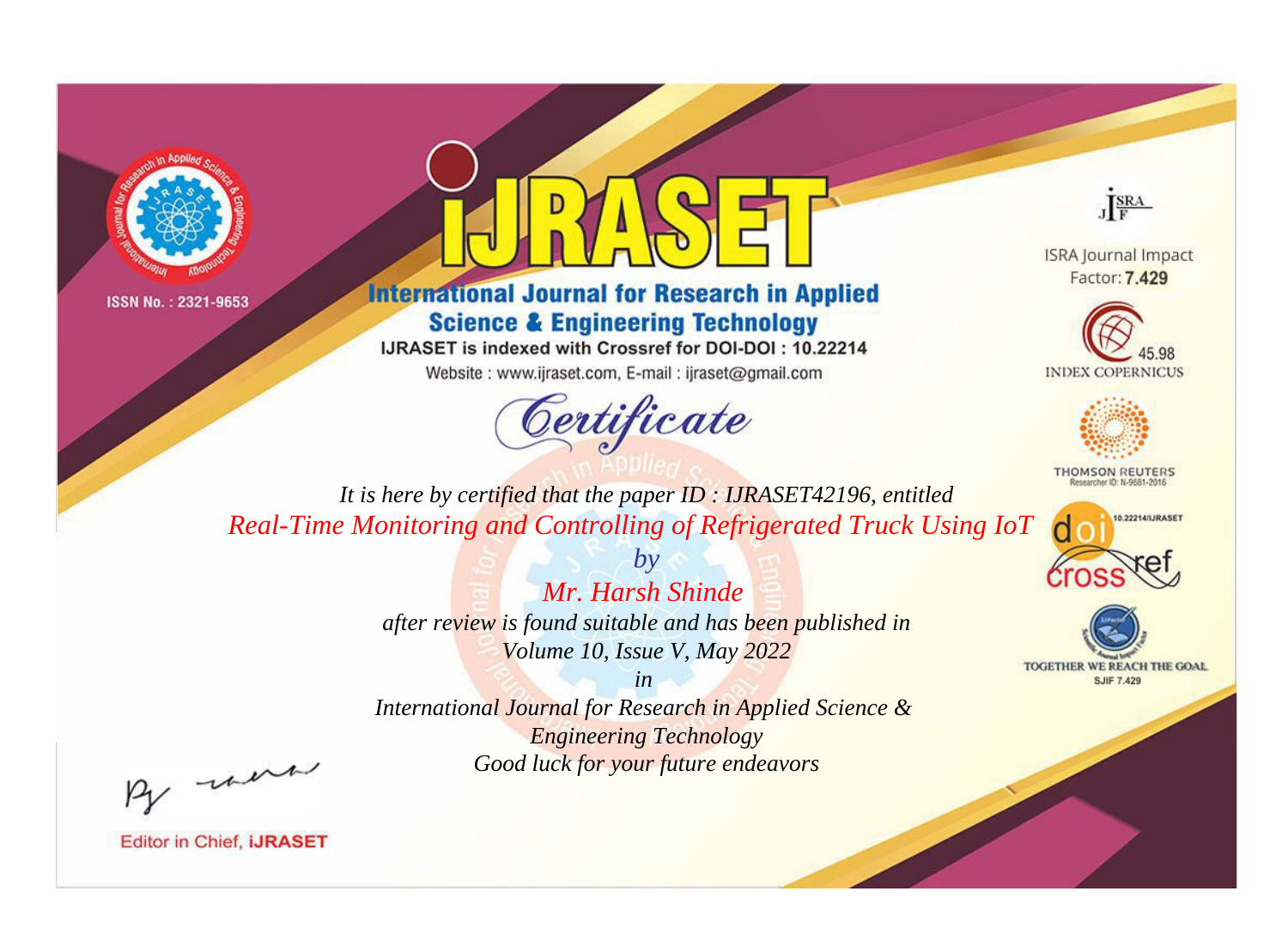ISSN No. : 2321-9653

# IJRASET

## International Journal for Research in Applied Science & Engineering Technology

IJRASET is indexed with Crossref for DOI-DOI : 10.22214

Website : www.ijraset.com, E-mail : ijraset@gmail.com

ISRA Journal Impact Factor: **7.429**

45.98 INDEX COPERNICUS

THOMSON REUTERS Researcher ID: N-9681-2016

10.22214/IJRASET

TOGETHER WE REACH THE GOAL SJIF 7.429

## *Certificate*

*It is here by certified that the paper ID : IJRASET42196, entitled*

*Real-Time Monitoring and Controlling of Refrigerated Truck Using IoT*

*by*

*Mr. Harsh Shinde*

*after review is found suitable and has been published in*

*Volume 10, Issue V, May 2022*

*in*

*International Journal for Research in Applied Science & Engineering Technology*

*Good luck for your future endeavors*

Editor in Chief, **iJRASET**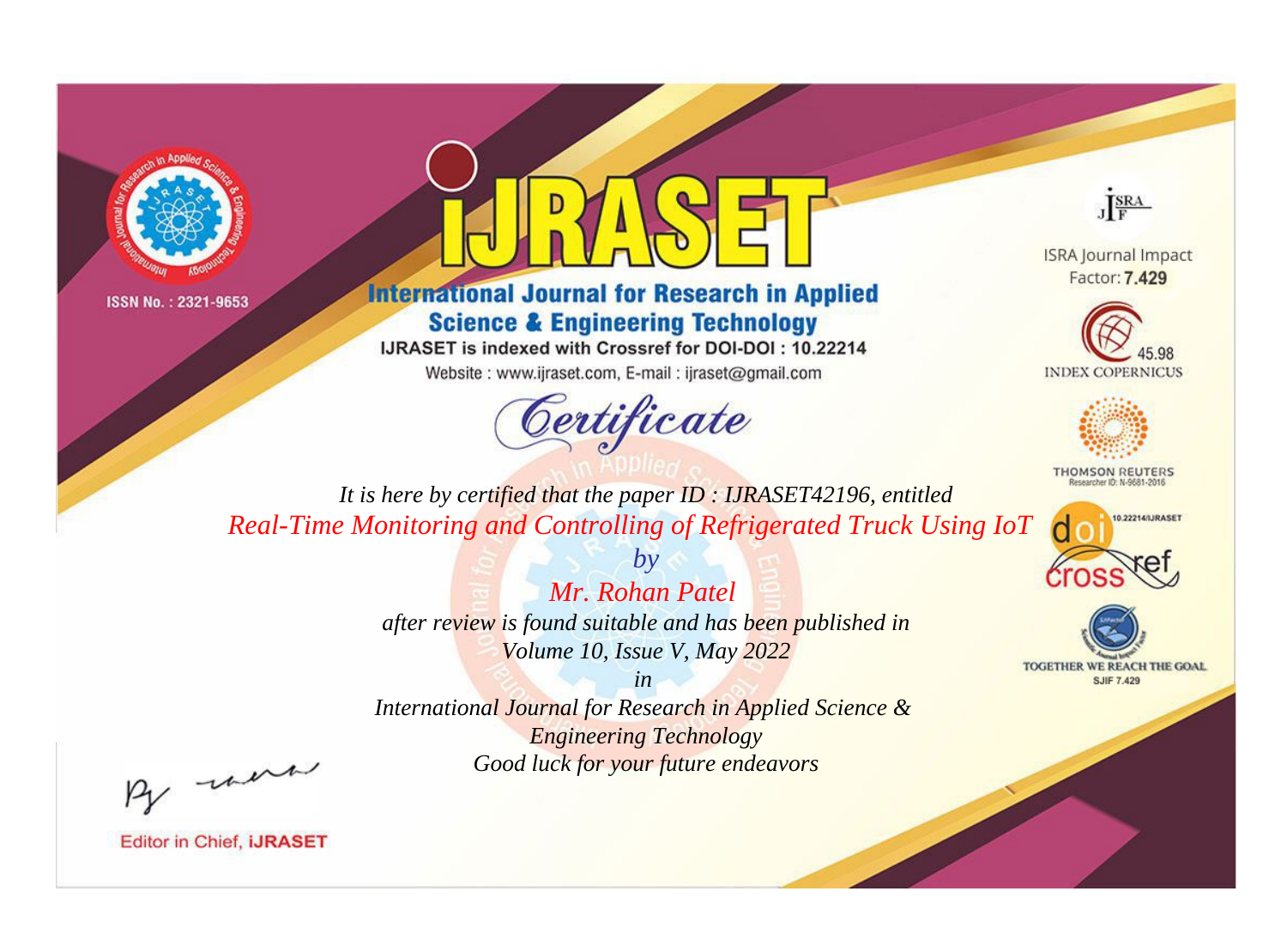ISSN No. : 2321-9653

# iJRASET

## International Journal for Research in Applied Science & Engineering Technology

IJRASET is indexed with Crossref for DOI-DOI : 10.22214

Website : www.ijraset.com, E-mail : ijraset@gmail.com

ISRA Journal Impact Factor: **7.429**

45.98 INDEX COPERNICUS

THOMSON REUTERS Researcher ID: N-9681-2016

10.22214/IJRASET

TOGETHER WE REACH THE GOAL SJIF 7.429

# *Certificate*

*It is here by certified that the paper ID : IJRASET42196, entitled*

*Real-Time Monitoring and Controlling of Refrigerated Truck Using IoT*

*by*

*Mr. Rohan Patel*

*after review is found suitable and has been published in*

*Volume 10, Issue V, May 2022*

*in*

*International Journal for Research in Applied Science & Engineering Technology*

*Good luck for your future endeavors*

Editor in Chief, **iJRASET**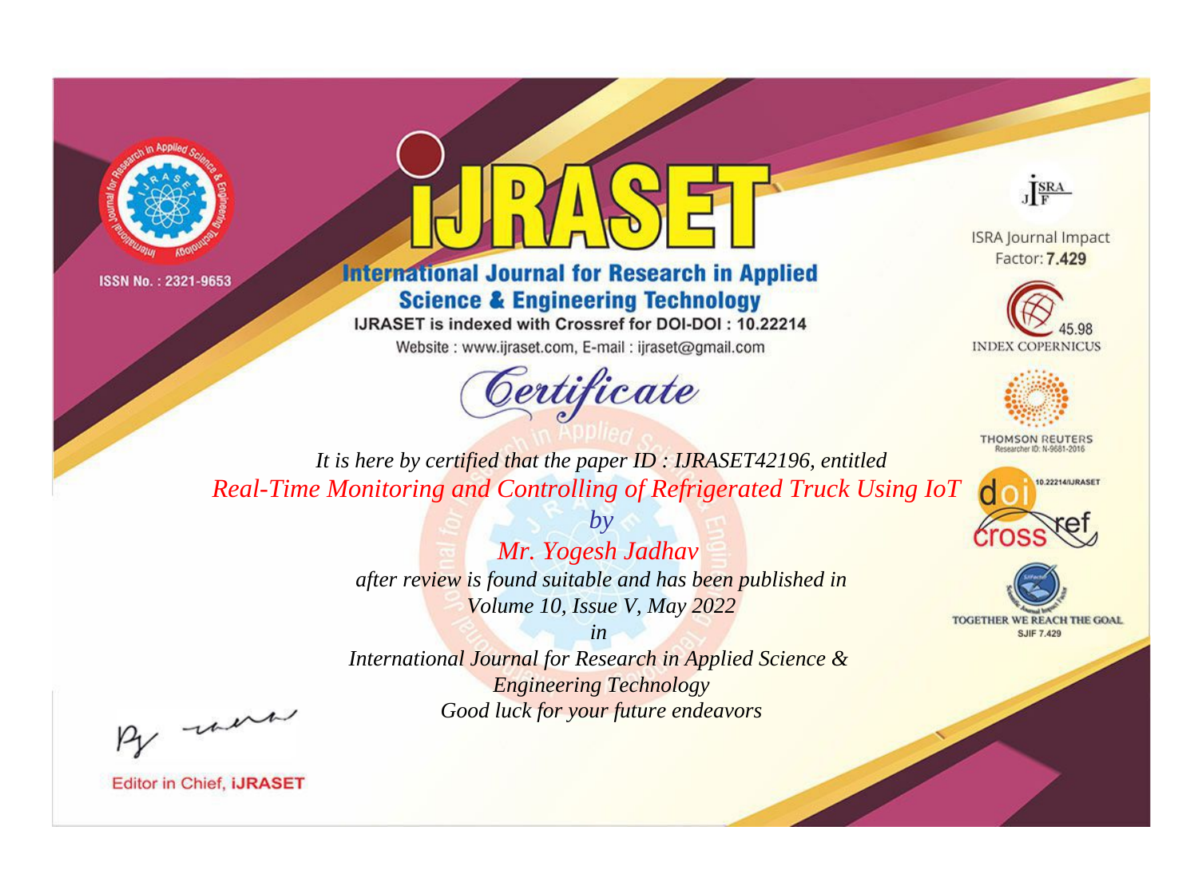ISSN No. : 2321-9653

# iJRASET

## International Journal for Research in Applied Science & Engineering Technology

IJRASET is indexed with Crossref for DOI-DOI : 10.22214

Website : www.ijraset.com, E-mail : ijraset@gmail.com

ISRA Journal Impact Factor: **7.429**

45.98 INDEX COPERNICUS

THOMSON REUTERS Researcher ID: N-9681-2016

10.22214/IJRASET

TOGETHER WE REACH THE GOAL SJIF 7.429

# Certificate

*It is here by certified that the paper ID : IJRASET42196, entitled*

*Real-Time Monitoring and Controlling of Refrigerated Truck Using IoT*

*by*

*Mr. Yogesh Jadhav*

*after review is found suitable and has been published in*

*Volume 10, Issue V, May 2022*

*in*

*International Journal for Research in Applied Science & Engineering Technology*

*Good luck for your future endeavors*

Editor in Chief, **iJRASET**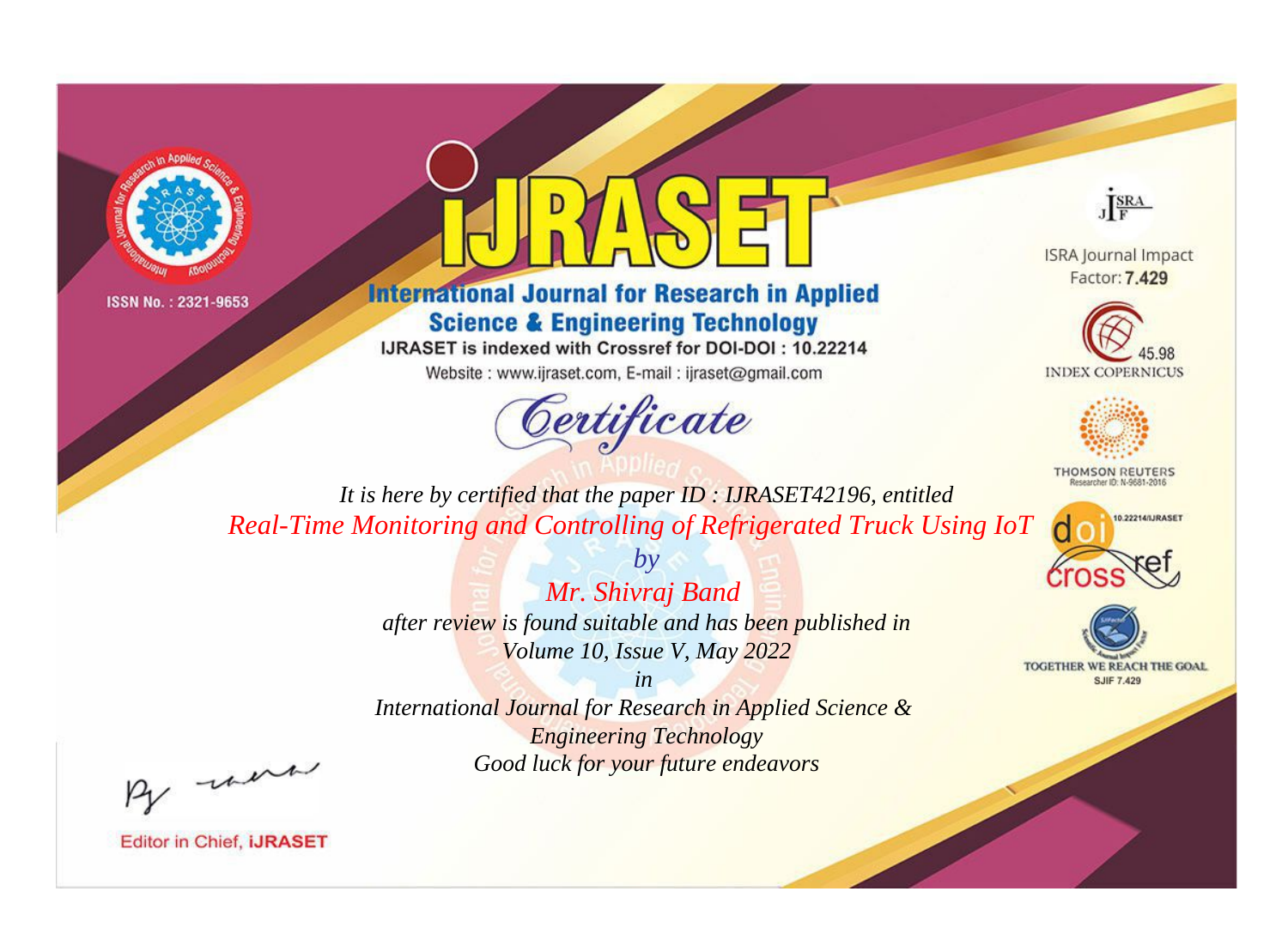ISSN No. : 2321-9653

# International Journal for Research in Applied Science & Engineering Technology

IJRASET is indexed with Crossref for DOI-DOI : 10.22214

Website : www.ijraset.com, E-mail : ijraset@gmail.com

## Certificate

*It is here by certified that the paper ID : IJRASET42196, entitled*

*Real-Time Monitoring and Controlling of Refrigerated Truck Using IoT*

*by*

*Mr. Shivraj Band*

*after review is found suitable and has been published in*

*Volume 10, Issue V, May 2022*

*in*

*International Journal for Research in Applied Science & Engineering Technology*

*Good luck for your future endeavors*

ISRA Journal Impact Factor: **7.429**

45.98 INDEX COPERNICUS

THOMSON REUTERS Researcher ID: N-9681-2016

10.22214/IJRASET

TOGETHER WE REACH THE GOAL SJIF 7.429

Editor in Chief, **iJRASET**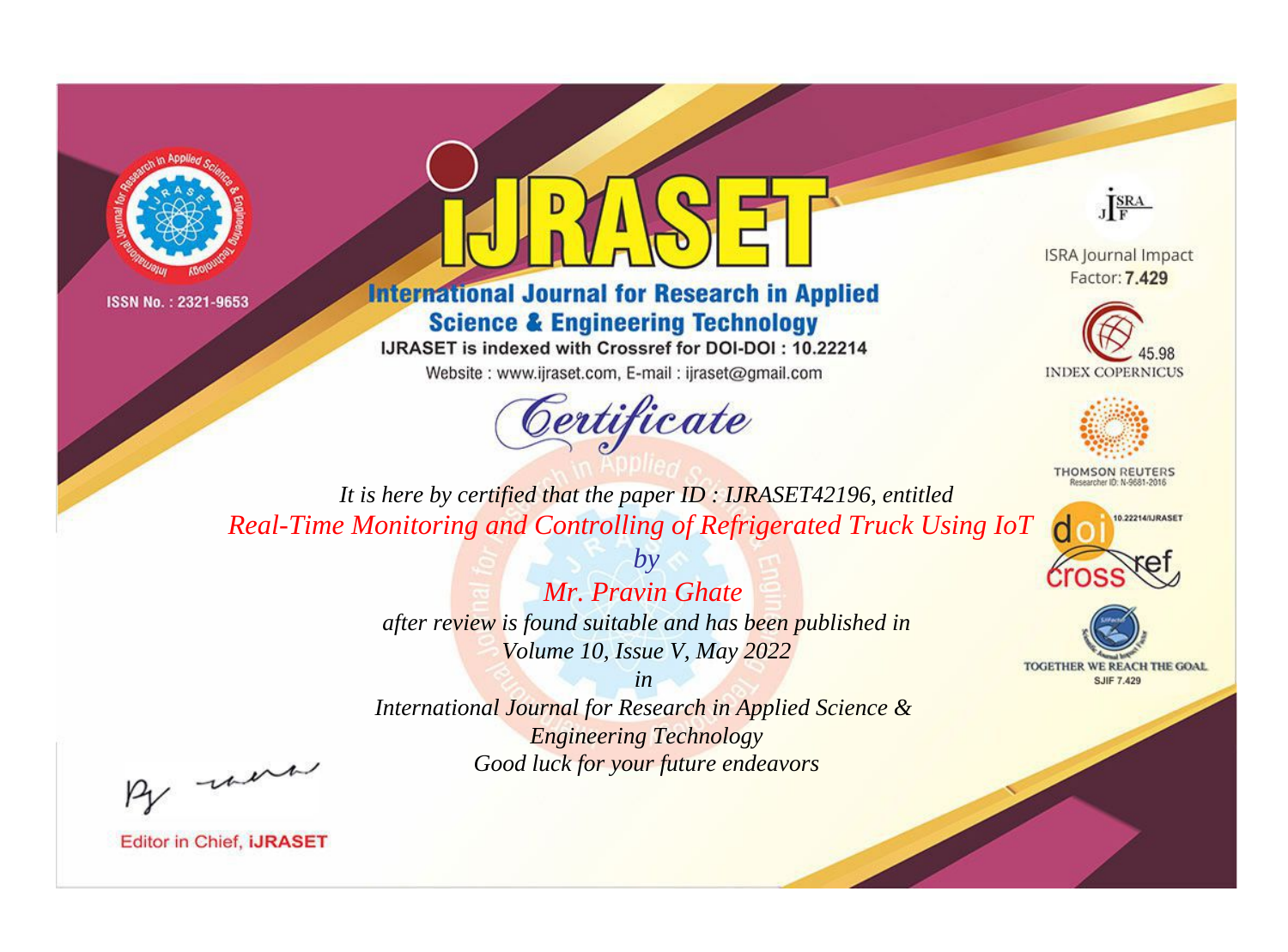ISSN No. : 2321-9653

# IJRASET

## International Journal for Research in Applied Science & Engineering Technology

IJRASET is indexed with Crossref for DOI-DOI : 10.22214

Website : www.ijraset.com, E-mail : ijraset@gmail.com

ISRA Journal Impact Factor: **7.429**

45.98 INDEX COPERNICUS

THOMSON REUTERS Researcher ID: N-9681-2016

10.22214/IJRASET

TOGETHER WE REACH THE GOAL SJIF 7.429

*Certificate*

*It is here by certified that the paper ID : IJRASET42196, entitled*

*Real-Time Monitoring and Controlling of Refrigerated Truck Using IoT*

*by*

*Mr. Pravin Ghate*

*after review is found suitable and has been published in*

*Volume 10, Issue V, May 2022*

*in*

*International Journal for Research in Applied Science & Engineering Technology*

*Good luck for your future endeavors*

Editor in Chief, **iJRASET**